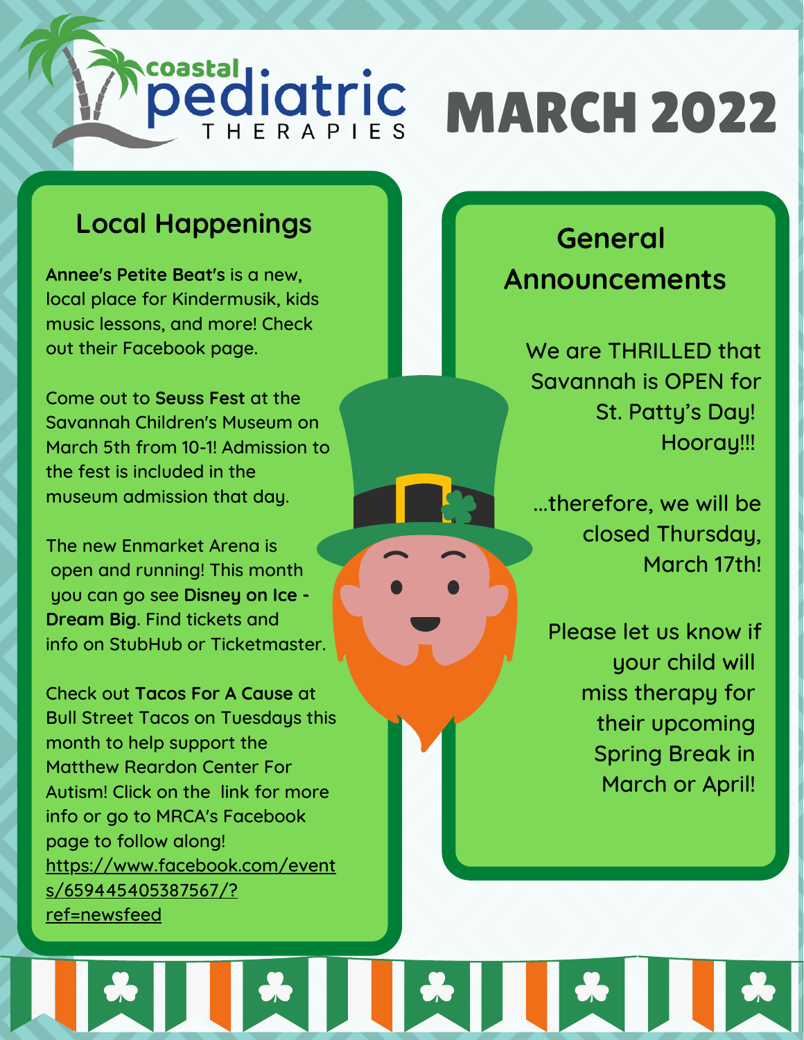coastal pediatric THERAPIES

# MARCH 2022

## Local Happenings

**Annee's Petite Beat's** is a new, local place for Kindermusik, kids music lessons, and more! Check out their Facebook page.

Come out to **Seuss Fest** at the Savannah Children's Museum on March 5th from 10-1! Admission to the fest is included in the museum admission that day.

The new Enmarket Arena is open and running! This month you can go see **Disney on Ice - Dream Big**. Find tickets and info on StubHub or Ticketmaster.

Check out **Tacos For A Cause** at Bull Street Tacos on Tuesdays this month to help support the Matthew Reardon Center For Autism! Click on the link for more info or go to MRCA's Facebook page to follow along! https://www.facebook.com/events/659445405387567/?ref=newsfeed

## General Announcements

We are THRILLED that Savannah is OPEN for St. Patty's Day! Hooray!!!

...therefore, we will be closed Thursday, March 17th!

Please let us know if your child will miss therapy for their upcoming Spring Break in March or April!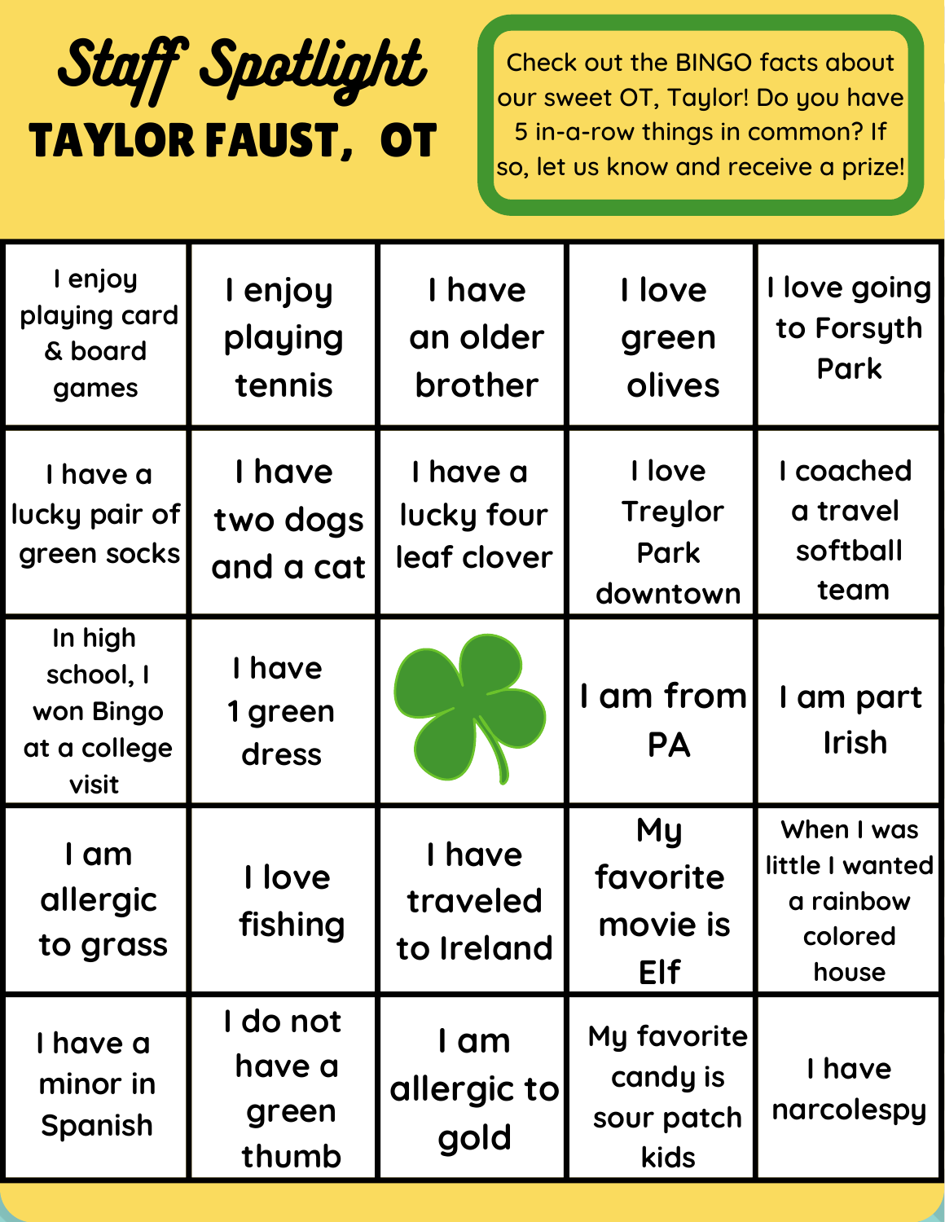# Staff Spotlight

## TAYLOR FAUST, OT

Check out the BINGO facts about our sweet OT, Taylor! Do you have 5 in-a-row things in common? If so, let us know and receive a prize!

| | | | | |
|---|---|---|---|---|
| I enjoy playing card & board games | I enjoy playing tennis | I have an older brother | I love green olives | I love going to Forsyth Park |
| I have a lucky pair of green socks | I have two dogs and a cat | I have a lucky four leaf clover | I love Treylor Park downtown | I coached a travel softball team |
| In high school, I won Bingo at a college visit | I have 1 green dress | | I am from PA | I am part Irish |
| I am allergic to grass | I love fishing | I have traveled to Ireland | My favorite movie is Elf | When I was little I wanted a rainbow colored house |
| I have a minor in Spanish | I do not have a green thumb | I am allergic to gold | My favorite candy is sour patch kids | I have narcolespy |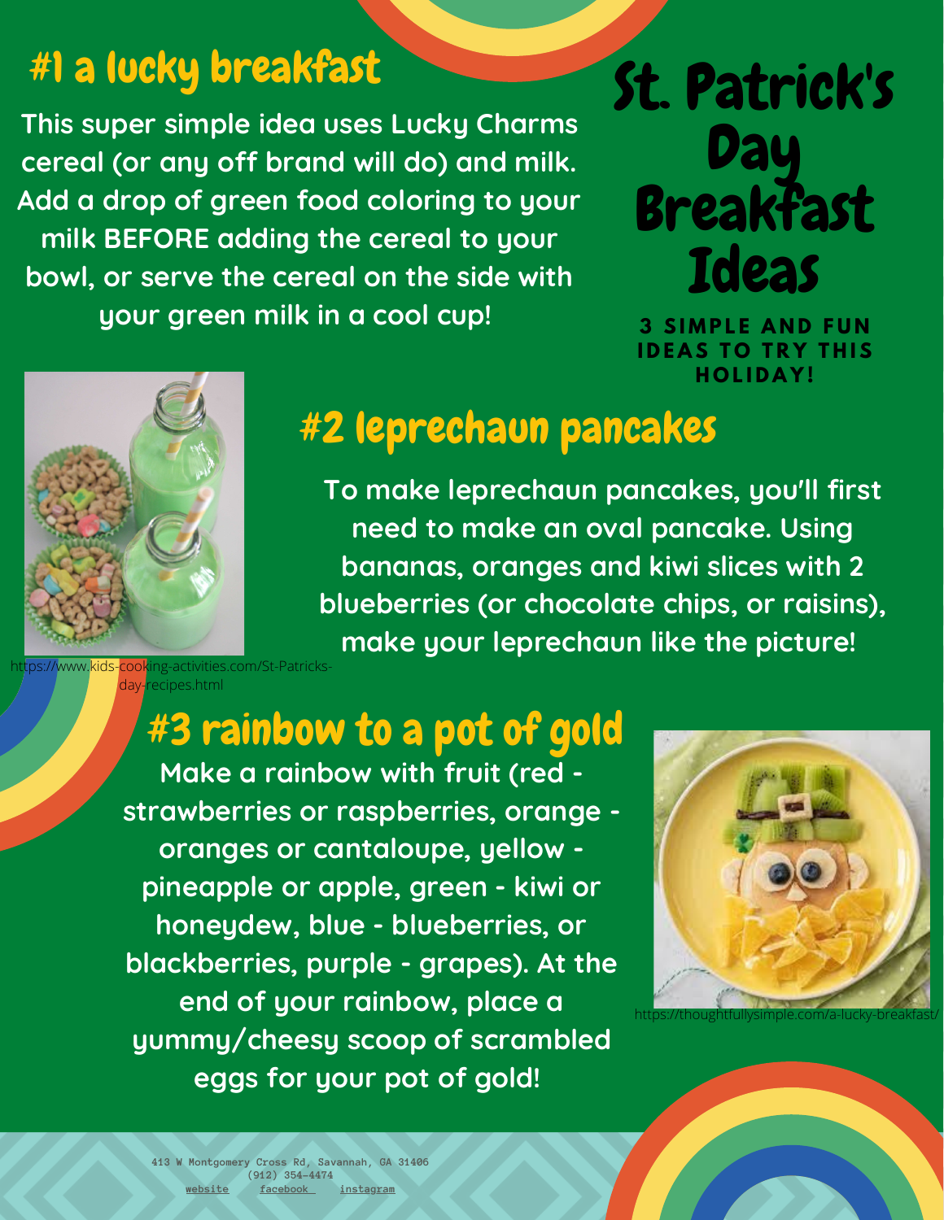# St. Patrick's Day Breakfast Ideas

**3 SIMPLE AND FUN IDEAS TO TRY THIS HOLIDAY!**

## #1 a lucky breakfast

This super simple idea uses Lucky Charms cereal (or any off brand will do) and milk. Add a drop of green food coloring to your milk BEFORE adding the cereal to your bowl, or serve the cereal on the side with your green milk in a cool cup!

https://www.kids-cooking-activities.com/St-Patricks-day-recipes.html

## #2 leprechaun pancakes

To make leprechaun pancakes, you'll first need to make an oval pancake. Using bananas, oranges and kiwi slices with 2 blueberries (or chocolate chips, or raisins), make your leprechaun like the picture!

https://thoughtfullysimple.com/a-lucky-breakfast/

## #3 rainbow to a pot of gold

Make a rainbow with fruit (red - strawberries or raspberries, orange - oranges or cantaloupe, yellow - pineapple or apple, green - kiwi or honeydew, blue - blueberries, or blackberries, purple - grapes). At the end of your rainbow, place a yummy/cheesy scoop of scrambled eggs for your pot of gold!

413 W Montgomery Cross Rd, Savannah, GA 31406
(912) 354-4474
website facebook instagram